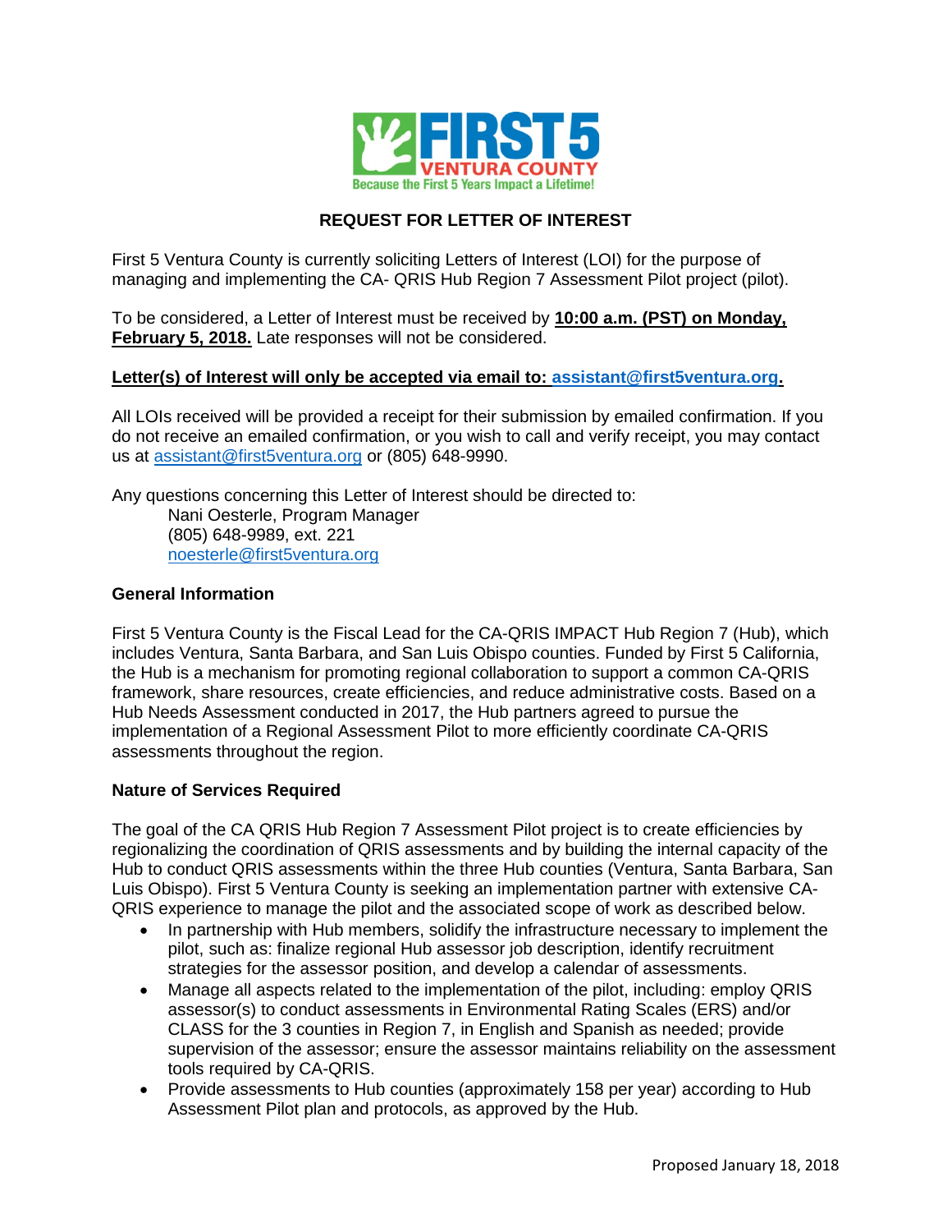FIRST 5 VENTURA COUNTY
Because the First 5 Years Impact a Lifetime!

# REQUEST FOR LETTER OF INTEREST

First 5 Ventura County is currently soliciting Letters of Interest (LOI) for the purpose of managing and implementing the CA- QRIS Hub Region 7 Assessment Pilot project (pilot).

To be considered, a Letter of Interest must be received by **10:00 a.m. (PST) on Monday, February 5, 2018.** Late responses will not be considered.

**Letter(s) of Interest will only be accepted via email to: assistant@first5ventura.org.**

All LOIs received will be provided a receipt for their submission by emailed confirmation. If you do not receive an emailed confirmation, or you wish to call and verify receipt, you may contact us at assistant@first5ventura.org or (805) 648-9990.

Any questions concerning this Letter of Interest should be directed to:

Nani Oesterle, Program Manager
(805) 648-9989, ext. 221
noesterle@first5ventura.org

### General Information

First 5 Ventura County is the Fiscal Lead for the CA-QRIS IMPACT Hub Region 7 (Hub), which includes Ventura, Santa Barbara, and San Luis Obispo counties. Funded by First 5 California, the Hub is a mechanism for promoting regional collaboration to support a common CA-QRIS framework, share resources, create efficiencies, and reduce administrative costs. Based on a Hub Needs Assessment conducted in 2017, the Hub partners agreed to pursue the implementation of a Regional Assessment Pilot to more efficiently coordinate CA-QRIS assessments throughout the region.

### Nature of Services Required

The goal of the CA QRIS Hub Region 7 Assessment Pilot project is to create efficiencies by regionalizing the coordination of QRIS assessments and by building the internal capacity of the Hub to conduct QRIS assessments within the three Hub counties (Ventura, Santa Barbara, San Luis Obispo). First 5 Ventura County is seeking an implementation partner with extensive CA-QRIS experience to manage the pilot and the associated scope of work as described below.

- In partnership with Hub members, solidify the infrastructure necessary to implement the pilot, such as: finalize regional Hub assessor job description, identify recruitment strategies for the assessor position, and develop a calendar of assessments.
- Manage all aspects related to the implementation of the pilot, including: employ QRIS assessor(s) to conduct assessments in Environmental Rating Scales (ERS) and/or CLASS for the 3 counties in Region 7, in English and Spanish as needed; provide supervision of the assessor; ensure the assessor maintains reliability on the assessment tools required by CA-QRIS.
- Provide assessments to Hub counties (approximately 158 per year) according to Hub Assessment Pilot plan and protocols, as approved by the Hub.

Proposed January 18, 2018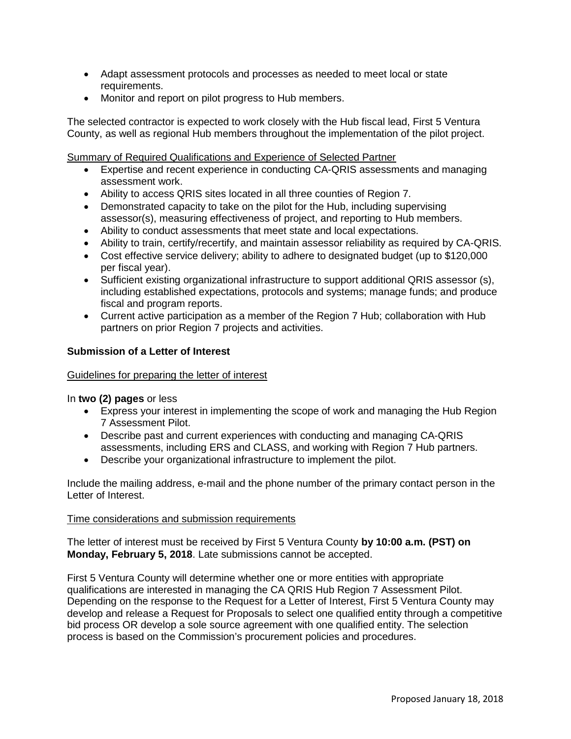- Adapt assessment protocols and processes as needed to meet local or state requirements.
- Monitor and report on pilot progress to Hub members.

The selected contractor is expected to work closely with the Hub fiscal lead, First 5 Ventura County, as well as regional Hub members throughout the implementation of the pilot project.

Summary of Required Qualifications and Experience of Selected Partner

- Expertise and recent experience in conducting CA-QRIS assessments and managing assessment work.
- Ability to access QRIS sites located in all three counties of Region 7.
- Demonstrated capacity to take on the pilot for the Hub, including supervising assessor(s), measuring effectiveness of project, and reporting to Hub members.
- Ability to conduct assessments that meet state and local expectations.
- Ability to train, certify/recertify, and maintain assessor reliability as required by CA-QRIS.
- Cost effective service delivery; ability to adhere to designated budget (up to $120,000 per fiscal year).
- Sufficient existing organizational infrastructure to support additional QRIS assessor (s), including established expectations, protocols and systems; manage funds; and produce fiscal and program reports.
- Current active participation as a member of the Region 7 Hub; collaboration with Hub partners on prior Region 7 projects and activities.

**Submission of a Letter of Interest**

Guidelines for preparing the letter of interest

In **two (2) pages** or less

- Express your interest in implementing the scope of work and managing the Hub Region 7 Assessment Pilot.
- Describe past and current experiences with conducting and managing CA-QRIS assessments, including ERS and CLASS, and working with Region 7 Hub partners.
- Describe your organizational infrastructure to implement the pilot.

Include the mailing address, e-mail and the phone number of the primary contact person in the Letter of Interest.

Time considerations and submission requirements

The letter of interest must be received by First 5 Ventura County **by 10:00 a.m. (PST) on Monday, February 5, 2018**. Late submissions cannot be accepted.

First 5 Ventura County will determine whether one or more entities with appropriate qualifications are interested in managing the CA QRIS Hub Region 7 Assessment Pilot. Depending on the response to the Request for a Letter of Interest, First 5 Ventura County may develop and release a Request for Proposals to select one qualified entity through a competitive bid process OR develop a sole source agreement with one qualified entity. The selection process is based on the Commission's procurement policies and procedures.

Proposed January 18, 2018